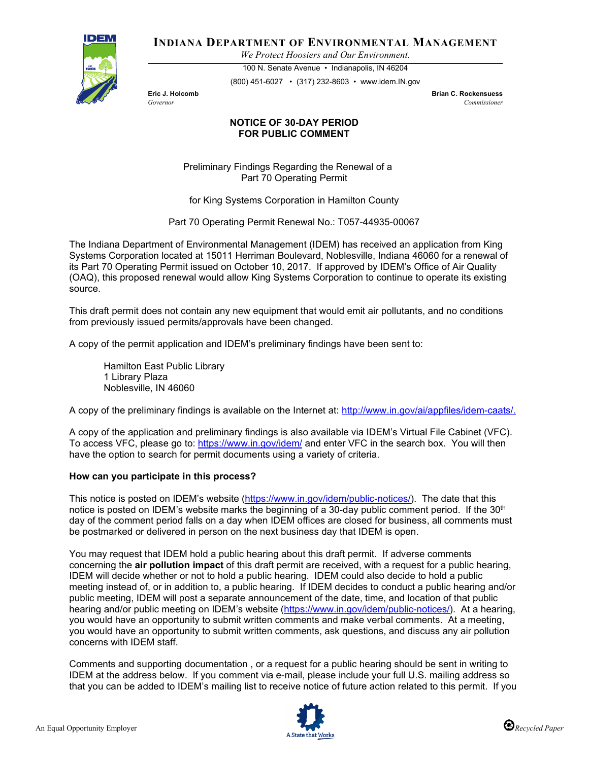# INDIANA DEPARTMENT OF ENVIRONMENTAL MANAGEMENT

*We Protect Hoosiers and Our Environment.*

100 N. Senate Avenue • Indianapolis, IN 46204

(800) 451-6027 • (317) 232-8603 • www.idem.IN.gov

**Eric J. Holcomb**
*Governor*

**Brian C. Rockensuess**
*Commissioner*

## NOTICE OF 30-DAY PERIOD FOR PUBLIC COMMENT

Preliminary Findings Regarding the Renewal of a Part 70 Operating Permit

for King Systems Corporation in Hamilton County

Part 70 Operating Permit Renewal No.: T057-44935-00067

The Indiana Department of Environmental Management (IDEM) has received an application from King Systems Corporation located at 15011 Herriman Boulevard, Noblesville, Indiana 46060 for a renewal of its Part 70 Operating Permit issued on October 10, 2017. If approved by IDEM's Office of Air Quality (OAQ), this proposed renewal would allow King Systems Corporation to continue to operate its existing source.

This draft permit does not contain any new equipment that would emit air pollutants, and no conditions from previously issued permits/approvals have been changed.

A copy of the permit application and IDEM's preliminary findings have been sent to:

Hamilton East Public Library
1 Library Plaza
Noblesville, IN 46060

A copy of the preliminary findings is available on the Internet at: http://www.in.gov/ai/appfiles/idem-caats/.

A copy of the application and preliminary findings is also available via IDEM's Virtual File Cabinet (VFC). To access VFC, please go to: https://www.in.gov/idem/ and enter VFC in the search box. You will then have the option to search for permit documents using a variety of criteria.

**How can you participate in this process?**

This notice is posted on IDEM's website (https://www.in.gov/idem/public-notices/). The date that this notice is posted on IDEM's website marks the beginning of a 30-day public comment period. If the 30th day of the comment period falls on a day when IDEM offices are closed for business, all comments must be postmarked or delivered in person on the next business day that IDEM is open.

You may request that IDEM hold a public hearing about this draft permit. If adverse comments concerning the **air pollution impact** of this draft permit are received, with a request for a public hearing, IDEM will decide whether or not to hold a public hearing. IDEM could also decide to hold a public meeting instead of, or in addition to, a public hearing. If IDEM decides to conduct a public hearing and/or public meeting, IDEM will post a separate announcement of the date, time, and location of that public hearing and/or public meeting on IDEM's website (https://www.in.gov/idem/public-notices/). At a hearing, you would have an opportunity to submit written comments and make verbal comments. At a meeting, you would have an opportunity to submit written comments, ask questions, and discuss any air pollution concerns with IDEM staff.

Comments and supporting documentation , or a request for a public hearing should be sent in writing to IDEM at the address below. If you comment via e-mail, please include your full U.S. mailing address so that you can be added to IDEM's mailing list to receive notice of future action related to this permit. If you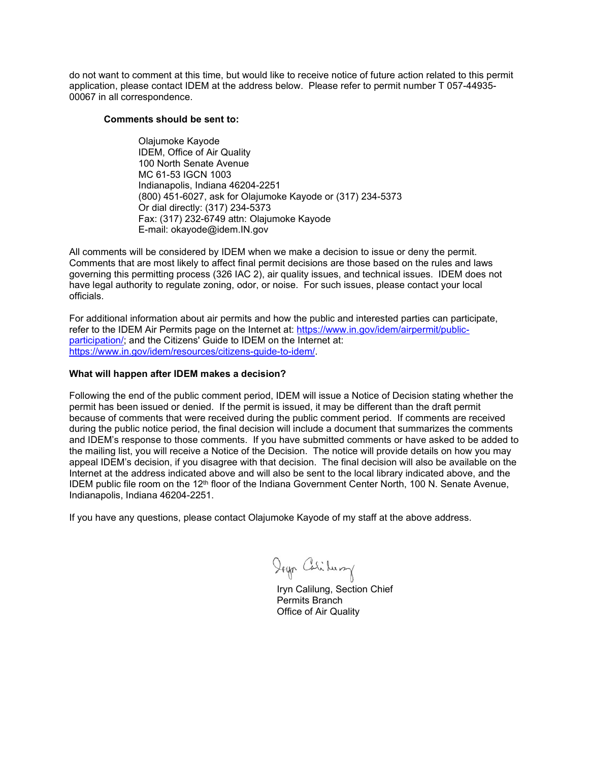do not want to comment at this time, but would like to receive notice of future action related to this permit application, please contact IDEM at the address below. Please refer to permit number T 057-44935-00067 in all correspondence.

**Comments should be sent to:**

Olajumoke Kayode
IDEM, Office of Air Quality
100 North Senate Avenue
MC 61-53 IGCN 1003
Indianapolis, Indiana 46204-2251
(800) 451-6027, ask for Olajumoke Kayode or (317) 234-5373
Or dial directly: (317) 234-5373
Fax: (317) 232-6749 attn: Olajumoke Kayode
E-mail: okayode@idem.IN.gov

All comments will be considered by IDEM when we make a decision to issue or deny the permit. Comments that are most likely to affect final permit decisions are those based on the rules and laws governing this permitting process (326 IAC 2), air quality issues, and technical issues. IDEM does not have legal authority to regulate zoning, odor, or noise. For such issues, please contact your local officials.

For additional information about air permits and how the public and interested parties can participate, refer to the IDEM Air Permits page on the Internet at: https://www.in.gov/idem/airpermit/public-participation/; and the Citizens' Guide to IDEM on the Internet at: https://www.in.gov/idem/resources/citizens-guide-to-idem/.

**What will happen after IDEM makes a decision?**

Following the end of the public comment period, IDEM will issue a Notice of Decision stating whether the permit has been issued or denied. If the permit is issued, it may be different than the draft permit because of comments that were received during the public comment period. If comments are received during the public notice period, the final decision will include a document that summarizes the comments and IDEM's response to those comments. If you have submitted comments or have asked to be added to the mailing list, you will receive a Notice of the Decision. The notice will provide details on how you may appeal IDEM's decision, if you disagree with that decision. The final decision will also be available on the Internet at the address indicated above and will also be sent to the local library indicated above, and the IDEM public file room on the 12th floor of the Indiana Government Center North, 100 N. Senate Avenue, Indianapolis, Indiana 46204-2251.

If you have any questions, please contact Olajumoke Kayode of my staff at the above address.

Iryn Calilung, Section Chief
Permits Branch
Office of Air Quality